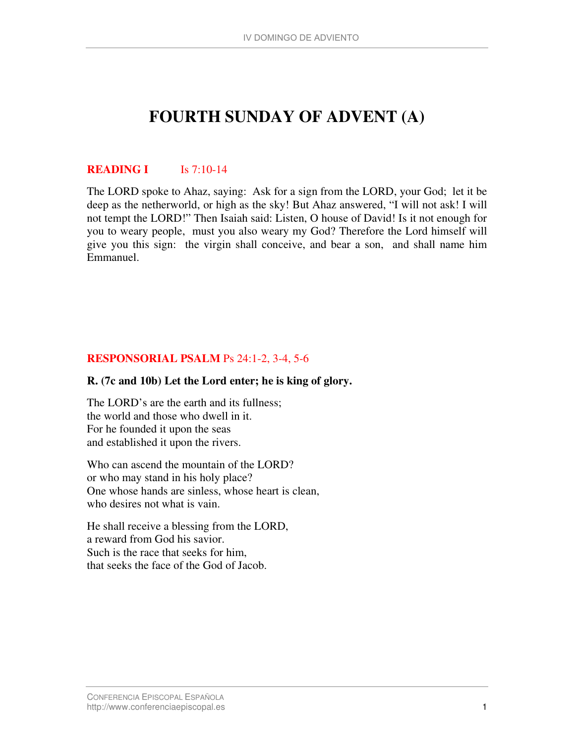# FOURTH SUNDAY OF ADVENT (A)

**READING I** Is 7:10-14

The LORD spoke to Ahaz, saying: Ask for a sign from the LORD, your God; let it be deep as the netherworld, or high as the sky! But Ahaz answered, "I will not ask! I will not tempt the LORD!" Then Isaiah said: Listen, O house of David! Is it not enough for you to weary people, must you also weary my God? Therefore the Lord himself will give you this sign: the virgin shall conceive, and bear a son, and shall name him Emmanuel.

**RESPONSORIAL PSALM** Ps 24:1-2, 3-4, 5-6

**R. (7c and 10b) Let the Lord enter; he is king of glory.**

The LORD's are the earth and its fullness;
the world and those who dwell in it.
For he founded it upon the seas
and established it upon the rivers.

Who can ascend the mountain of the LORD?
or who may stand in his holy place?
One whose hands are sinless, whose heart is clean,
who desires not what is vain.

He shall receive a blessing from the LORD,
a reward from God his savior.
Such is the race that seeks for him,
that seeks the face of the God of Jacob.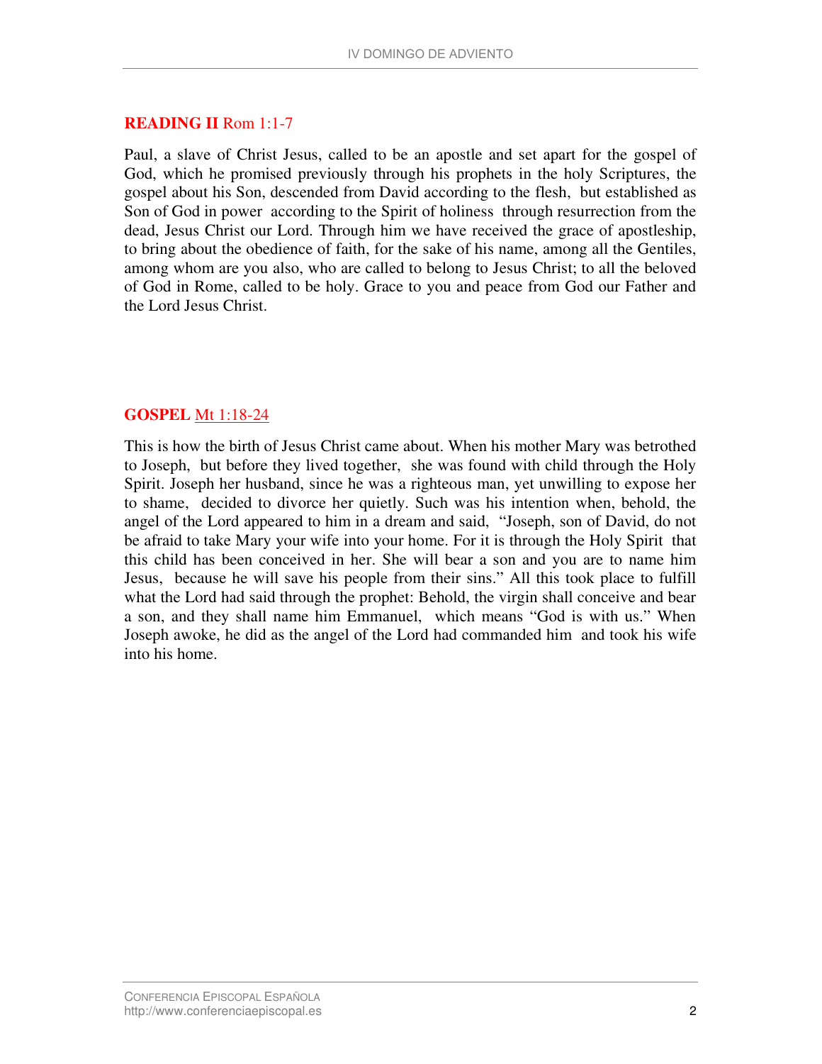**READING II** Rom 1:1-7

Paul, a slave of Christ Jesus, called to be an apostle and set apart for the gospel of God, which he promised previously through his prophets in the holy Scriptures, the gospel about his Son, descended from David according to the flesh, but established as Son of God in power according to the Spirit of holiness through resurrection from the dead, Jesus Christ our Lord. Through him we have received the grace of apostleship, to bring about the obedience of faith, for the sake of his name, among all the Gentiles, among whom are you also, who are called to belong to Jesus Christ; to all the beloved of God in Rome, called to be holy. Grace to you and peace from God our Father and the Lord Jesus Christ.

**GOSPEL** Mt 1:18-24

This is how the birth of Jesus Christ came about. When his mother Mary was betrothed to Joseph, but before they lived together, she was found with child through the Holy Spirit. Joseph her husband, since he was a righteous man, yet unwilling to expose her to shame, decided to divorce her quietly. Such was his intention when, behold, the angel of the Lord appeared to him in a dream and said, "Joseph, son of David, do not be afraid to take Mary your wife into your home. For it is through the Holy Spirit that this child has been conceived in her. She will bear a son and you are to name him Jesus, because he will save his people from their sins." All this took place to fulfill what the Lord had said through the prophet: Behold, the virgin shall conceive and bear a son, and they shall name him Emmanuel, which means "God is with us." When Joseph awoke, he did as the angel of the Lord had commanded him and took his wife into his home.